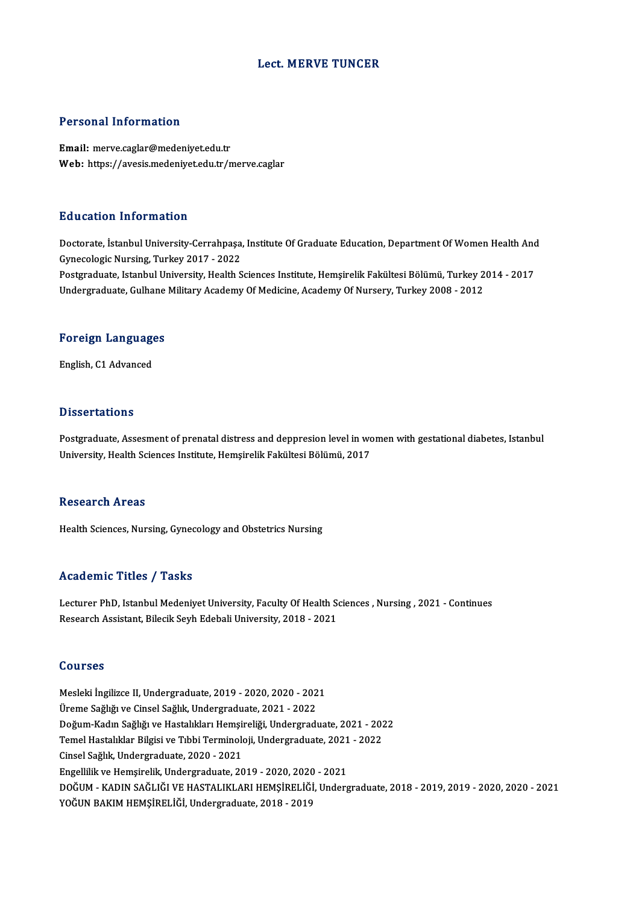# Lect. MERVE TUNCER

## Personal Information

**Email:** merve.caglar@medeniyet.edu.tr
**Web:** https://avesis.medeniyet.edu.tr/merve.caglar

## Education Information

Doctorate, İstanbul University-Cerrahpaşa, Institute Of Graduate Education, Department Of Women Health And Gynecologic Nursing, Turkey 2017 - 2022
Postgraduate, Istanbul University, Health Sciences Institute, Hemşirelik Fakültesi Bölümü, Turkey 2014 - 2017
Undergraduate, Gulhane Military Academy Of Medicine, Academy Of Nursery, Turkey 2008 - 2012

## Foreign Languages

English, C1 Advanced

## Dissertations

Postgraduate, Assesment of prenatal distress and deppresion level in women with gestational diabetes, Istanbul University, Health Sciences Institute, Hemşirelik Fakültesi Bölümü, 2017

## Research Areas

Health Sciences, Nursing, Gynecology and Obstetrics Nursing

## Academic Titles / Tasks

Lecturer PhD, Istanbul Medeniyet University, Faculty Of Health Sciences , Nursing , 2021 - Continues
Research Assistant, Bilecik Seyh Edebali University, 2018 - 2021

## Courses

Mesleki İngilizce II, Undergraduate, 2019 - 2020, 2020 - 2021
Üreme Sağlığı ve Cinsel Sağlık, Undergraduate, 2021 - 2022
Doğum-Kadın Sağlığı ve Hastalıkları Hemşireliği, Undergraduate, 2021 - 2022
Temel Hastalıklar Bilgisi ve Tıbbi Terminoloji, Undergraduate, 2021 - 2022
Cinsel Sağlık, Undergraduate, 2020 - 2021
Engellilik ve Hemşirelik, Undergraduate, 2019 - 2020, 2020 - 2021
DOĞUM - KADIN SAĞLIĞI VE HASTALIKLARI HEMŞİRELİĞİ, Undergraduate, 2018 - 2019, 2019 - 2020, 2020 - 2021
YOĞUN BAKIM HEMŞİRELİĞİ, Undergraduate, 2018 - 2019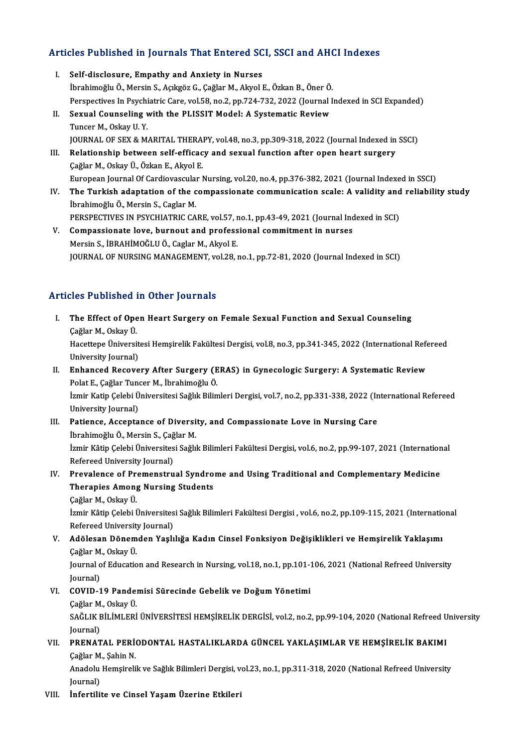## Articles Published in Journals That Entered SCI, SSCI and AHCI Indexes

I. **Self-disclosure, Empathy and Anxiety in Nurses**
İbrahimoğlu Ö., Mersin S., Açıkgöz G., Çağlar M., Akyol E., Özkan B., Öner Ö.
Perspectives In Psychiatric Care, vol.58, no.2, pp.724-732, 2022 (Journal Indexed in SCI Expanded)

II. **Sexual Counseling with the PLISSIT Model: A Systematic Review**
Tuncer M., Oskay U. Y.
JOURNAL OF SEX & MARITAL THERAPY, vol.48, no.3, pp.309-318, 2022 (Journal Indexed in SSCI)

III. **Relationship between self-efficacy and sexual function after open heart surgery**
Çağlar M., Oskay Ü., Özkan E., Akyol E.
European Journal Of Cardiovascular Nursing, vol.20, no.4, pp.376-382, 2021 (Journal Indexed in SSCI)

IV. **The Turkish adaptation of the compassionate communication scale: A validity and reliability study**
İbrahimoğlu Ö., Mersin S., Caglar M.
PERSPECTIVES IN PSYCHIATRIC CARE, vol.57, no.1, pp.43-49, 2021 (Journal Indexed in SCI)

V. **Compassionate love, burnout and professional commitment in nurses**
Mersin S., İBRAHİMOĞLU Ö., Caglar M., Akyol E.
JOURNAL OF NURSING MANAGEMENT, vol.28, no.1, pp.72-81, 2020 (Journal Indexed in SCI)

## Articles Published in Other Journals

I. **The Effect of Open Heart Surgery on Female Sexual Function and Sexual Counseling**
Çağlar M., Oskay Ü.
Hacettepe Üniversitesi Hemşirelik Fakültesi Dergisi, vol.8, no.3, pp.341-345, 2022 (International Refereed University Journal)

II. **Enhanced Recovery After Surgery (ERAS) in Gynecologic Surgery: A Systematic Review**
Polat E., Çağlar Tuncer M., İbrahimoğlu Ö.
İzmir Katip Çelebi Üniversitesi Sağlık Bilimleri Dergisi, vol.7, no.2, pp.331-338, 2022 (International Refereed University Journal)

III. **Patience, Acceptance of Diversity, and Compassionate Love in Nursing Care**
İbrahimoğlu Ö., Mersin S., Çağlar M.
İzmir Kâtip Çelebi Üniversitesi Sağlık Bilimleri Fakültesi Dergisi, vol.6, no.2, pp.99-107, 2021 (International Refereed University Journal)

IV. **Prevalence of Premenstrual Syndrome and Using Traditional and Complementary Medicine Therapies Among Nursing Students**
Çağlar M., Oskay Ü.
İzmir Kâtip Çelebi Üniversitesi Sağlık Bilimleri Fakültesi Dergisi , vol.6, no.2, pp.109-115, 2021 (International Refereed University Journal)

V. **Adölesan Dönemden Yaşlılığa Kadın Cinsel Fonksiyon Değişiklikleri ve Hemşirelik Yaklaşımı**
Çağlar M., Oskay Ü.
Journal of Education and Research in Nursing, vol.18, no.1, pp.101-106, 2021 (National Refreed University Journal)

VI. **COVID-19 Pandemisi Sürecinde Gebelik ve Doğum Yönetimi**
Çağlar M., Oskay Ü.
SAĞLIK BİLİMLERİ ÜNİVERSİTESİ HEMŞİRELİK DERGİSİ, vol.2, no.2, pp.99-104, 2020 (National Refreed University Journal)

VII. **PRENATAL PERİODONTAL HASTALIKLARDA GÜNCEL YAKLAŞIMLAR VE HEMŞİRELİK BAKIMI**
Çağlar M., Şahin N.
Anadolu Hemşirelik ve Sağlık Bilimleri Dergisi, vol.23, no.1, pp.311-318, 2020 (National Refreed University Journal)

VIII. **İnfertilite ve Cinsel Yaşam Üzerine Etkileri**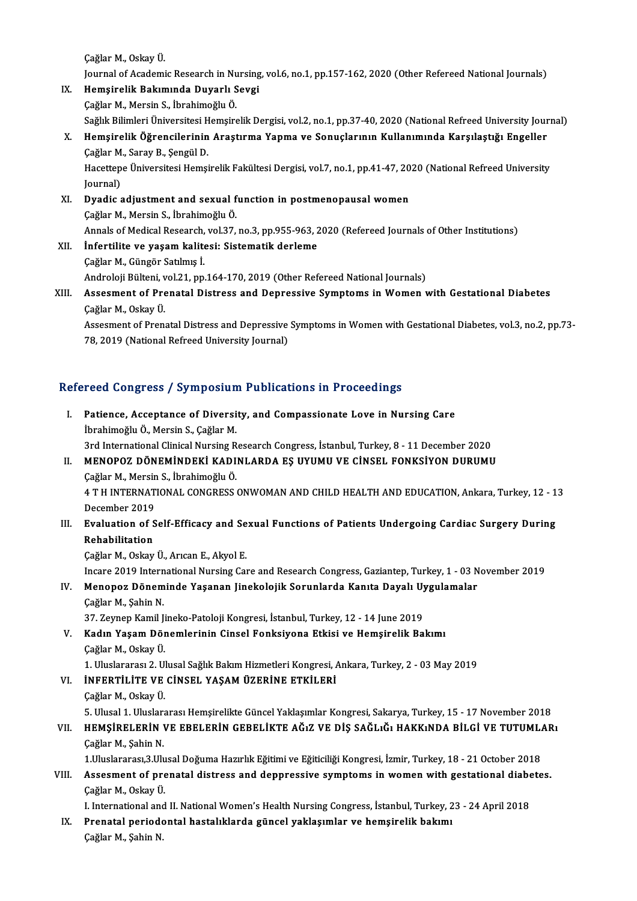Çağlar M., Oskay Ü.
Journal of Academic Research in Nursing, vol.6, no.1, pp.157-162, 2020 (Other Refereed National Journals)

IX. **Hemşirelik Bakımında Duyarlı Sevgi**
Çağlar M., Mersin S., İbrahimoğlu Ö.
Sağlık Bilimleri Üniversitesi Hemşirelik Dergisi, vol.2, no.1, pp.37-40, 2020 (National Refreed University Journal)

X. **Hemşirelik Öğrencilerinin Araştırma Yapma ve Sonuçlarının Kullanımında Karşılaştığı Engeller**
Çağlar M., Saray B., Şengül D.
Hacettepe Üniversitesi Hemşirelik Fakültesi Dergisi, vol.7, no.1, pp.41-47, 2020 (National Refreed University Journal)

XI. **Dyadic adjustment and sexual function in postmenopausal women**
Çağlar M., Mersin S., İbrahimoğlu Ö.
Annals of Medical Research, vol.37, no.3, pp.955-963, 2020 (Refereed Journals of Other Institutions)

XII. **İnfertilite ve yaşam kalitesi: Sistematik derleme**
Çağlar M., Güngör Satılmış İ.
Androloji Bülteni, vol.21, pp.164-170, 2019 (Other Refereed National Journals)

XIII. **Assesment of Prenatal Distress and Depressive Symptoms in Women with Gestational Diabetes**
Çağlar M., Oskay Ü.
Assesment of Prenatal Distress and Depressive Symptoms in Women with Gestational Diabetes, vol.3, no.2, pp.73-78, 2019 (National Refreed University Journal)

## Refereed Congress / Symposium Publications in Proceedings

I. **Patience, Acceptance of Diversity, and Compassionate Love in Nursing Care**
İbrahimoğlu Ö., Mersin S., Çağlar M.
3rd International Clinical Nursing Research Congress, İstanbul, Turkey, 8 - 11 December 2020

II. **MENOPOZ DÖNEMİNDEKİ KADINLARDA EŞ UYUMU VE CİNSEL FONKSİYON DURUMU**
Çağlar M., Mersin S., İbrahimoğlu Ö.
4 T H INTERNATIONAL CONGRESS ONWOMAN AND CHILD HEALTH AND EDUCATION, Ankara, Turkey, 12 - 13 December 2019

III. **Evaluation of Self-Efficacy and Sexual Functions of Patients Undergoing Cardiac Surgery During Rehabilitation**
Çağlar M., Oskay Ü., Arıcan E., Akyol E.
Incare 2019 International Nursing Care and Research Congress, Gaziantep, Turkey, 1 - 03 November 2019

IV. **Menopoz Döneminde Yaşanan Jinekolojik Sorunlarda Kanıta Dayalı Uygulamalar**
Çağlar M., Şahin N.
37. Zeynep Kamil Jineko-Patoloji Kongresi, İstanbul, Turkey, 12 - 14 June 2019

V. **Kadın Yaşam Dönemlerinin Cinsel Fonksiyona Etkisi ve Hemşirelik Bakımı**
Çağlar M., Oskay Ü.
1. Uluslararası 2. Ulusal Sağlık Bakım Hizmetleri Kongresi, Ankara, Turkey, 2 - 03 May 2019

VI. **İNFERTİLİTE VE CİNSEL YAŞAM ÜZERİNE ETKİLERİ**
Çağlar M., Oskay Ü.
5. Ulusal 1. Uluslararası Hemşirelikte Güncel Yaklaşımlar Kongresi, Sakarya, Turkey, 15 - 17 November 2018

VII. **HEMŞİRELERİN VE EBELERİN GEBELİKTE AĞıZ VE DİŞ SAĞLıĞı HAKKıNDA BİLGİ VE TUTUMLARı**
Çağlar M., Şahin N.
1.Uluslararası,3.Ulusal Doğuma Hazırlık Eğitimi ve Eğiticiliği Kongresi, İzmir, Turkey, 18 - 21 October 2018

VIII. **Assesment of prenatal distress and deppressive symptoms in women with gestational diabetes.**
Çağlar M., Oskay Ü.
I. International and II. National Women's Health Nursing Congress, İstanbul, Turkey, 23 - 24 April 2018

IX. **Prenatal periodontal hastalıklarda güncel yaklaşımlar ve hemşirelik bakımı**
Çağlar M., Şahin N.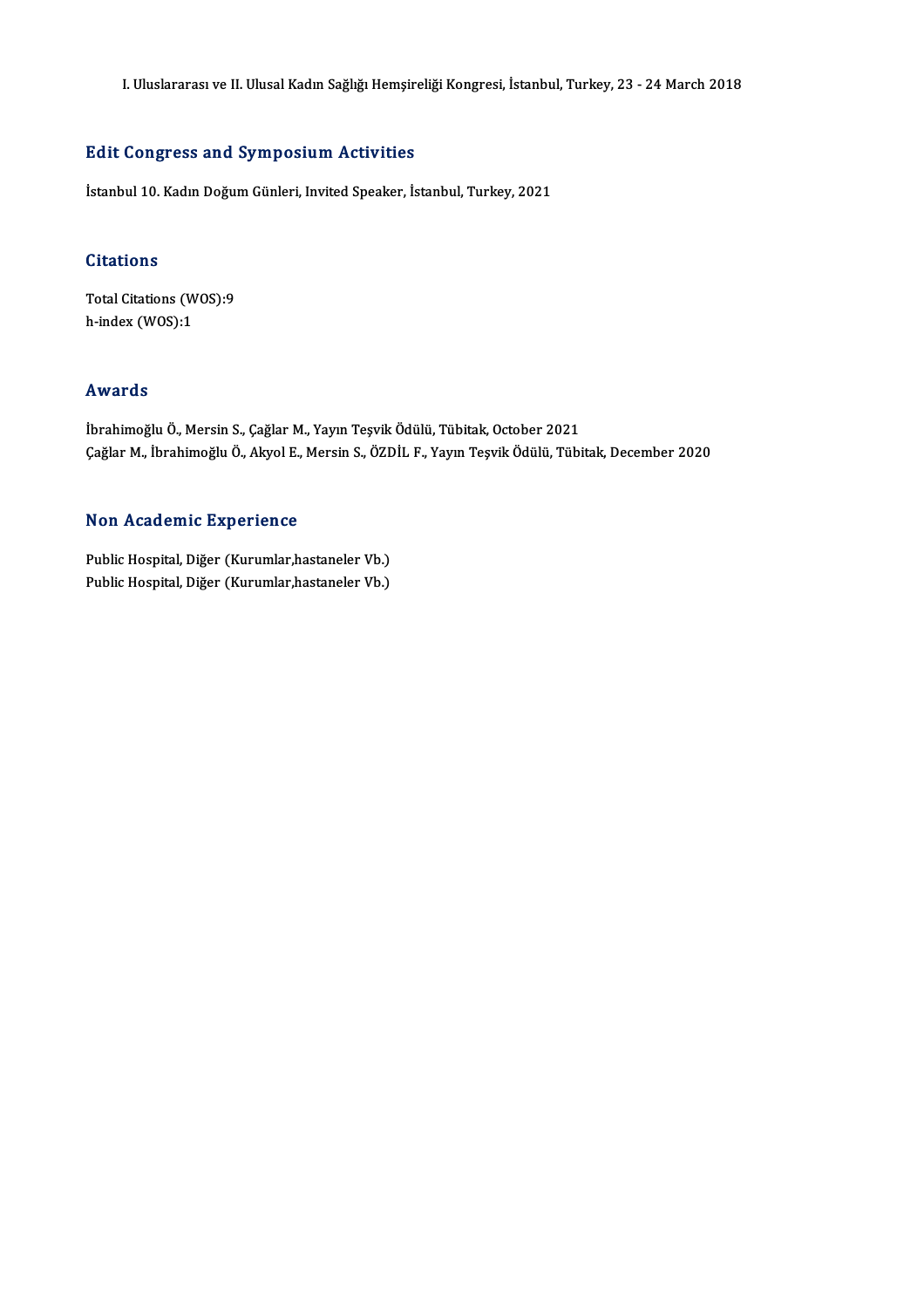I. Uluslararası ve II. Ulusal Kadın Sağlığı Hemşireliği Kongresi, İstanbul, Turkey, 23 - 24 March 2018

## Edit Congress and Symposium Activities

İstanbul 10. Kadın Doğum Günleri, Invited Speaker, İstanbul, Turkey, 2021

## Citations

Total Citations (WOS):9
h-index (WOS):1

## Awards

İbrahimoğlu Ö., Mersin S., Çağlar M., Yayın Teşvik Ödülü, Tübitak, October 2021
Çağlar M., İbrahimoğlu Ö., Akyol E., Mersin S., ÖZDİL F., Yayın Teşvik Ödülü, Tübitak, December 2020

## Non Academic Experience

Public Hospital, Diğer (Kurumlar,hastaneler Vb.)
Public Hospital, Diğer (Kurumlar,hastaneler Vb.)